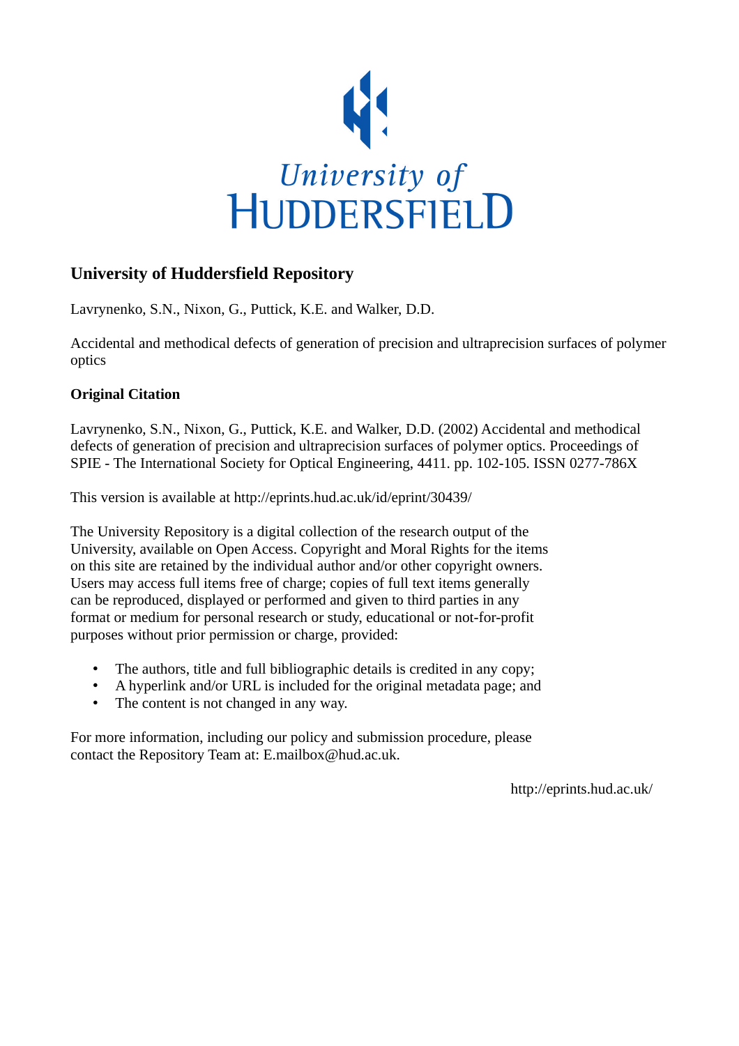University of HUDDERSFIELD

## University of Huddersfield Repository

Lavrynenko, S.N., Nixon, G., Puttick, K.E. and Walker, D.D.

Accidental and methodical defects of generation of precision and ultraprecision surfaces of polymer optics

### Original Citation

Lavrynenko, S.N., Nixon, G., Puttick, K.E. and Walker, D.D. (2002) Accidental and methodical defects of generation of precision and ultraprecision surfaces of polymer optics. Proceedings of SPIE - The International Society for Optical Engineering, 4411. pp. 102-105. ISSN 0277-786X

This version is available at http://eprints.hud.ac.uk/id/eprint/30439/

The University Repository is a digital collection of the research output of the University, available on Open Access. Copyright and Moral Rights for the items on this site are retained by the individual author and/or other copyright owners. Users may access full items free of charge; copies of full text items generally can be reproduced, displayed or performed and given to third parties in any format or medium for personal research or study, educational or not-for-profit purposes without prior permission or charge, provided:

- The authors, title and full bibliographic details is credited in any copy;
- A hyperlink and/or URL is included for the original metadata page; and
- The content is not changed in any way.

For more information, including our policy and submission procedure, please contact the Repository Team at: E.mailbox@hud.ac.uk.

http://eprints.hud.ac.uk/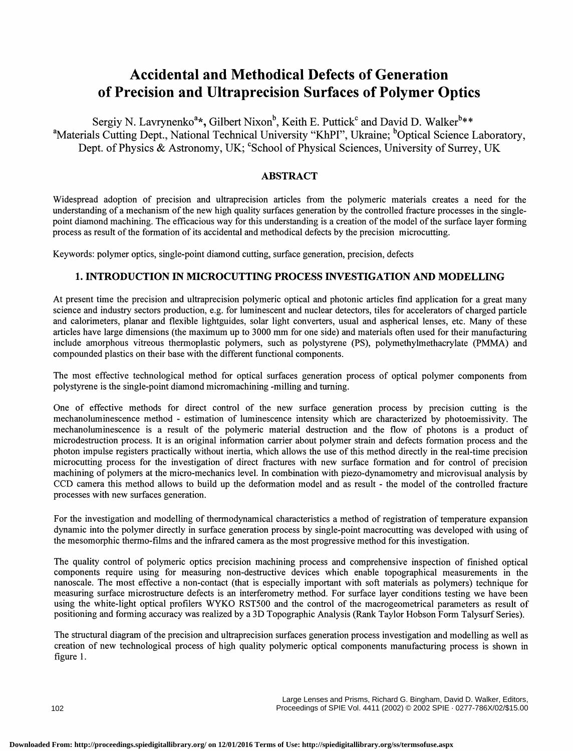# Accidental and Methodical Defects of Generation of Precision and Ultraprecision Surfaces of Polymer Optics

Sergiy N. Lavrynenko[a]*, Gilbert Nixon[b], Keith E. Puttick[c] and David D. Walker[b]**

[a]Materials Cutting Dept., National Technical University "KhPI", Ukraine; [b]Optical Science Laboratory, Dept. of Physics & Astronomy, UK; [c]School of Physical Sciences, University of Surrey, UK

## ABSTRACT

Widespread adoption of precision and ultraprecision articles from the polymeric materials creates a need for the understanding of a mechanism of the new high quality surfaces generation by the controlled fracture processes in the single-point diamond machining. The efficacious way for this understanding is a creation of the model of the surface layer forming process as result of the formation of its accidental and methodical defects by the precision microcutting.

Keywords: polymer optics, single-point diamond cutting, surface generation, precision, defects

## 1. INTRODUCTION IN MICROCUTTING PROCESS INVESTIGATION AND MODELLING

At present time the precision and ultraprecision polymeric optical and photonic articles find application for a great many science and industry sectors production, e.g. for luminescent and nuclear detectors, tiles for accelerators of charged particle and calorimeters, planar and flexible lightguides, solar light converters, usual and aspherical lenses, etc. Many of these articles have large dimensions (the maximum up to 3000 mm for one side) and materials often used for their manufacturing include amorphous vitreous thermoplastic polymers, such as polystyrene (PS), polymethylmethacrylate (PMMA) and compounded plastics on their base with the different functional components.

The most effective technological method for optical surfaces generation process of optical polymer components from polystyrene is the single-point diamond micromachining -milling and turning.

One of effective methods for direct control of the new surface generation process by precision cutting is the mechanoluminescence method - estimation of luminescence intensity which are characterized by photoemissivity. The mechanoluminescence is a result of the polymeric material destruction and the flow of photons is a product of microdestruction process. It is an original information carrier about polymer strain and defects formation process and the photon impulse registers practically without inertia, which allows the use of this method directly in the real-time precision microcutting process for the investigation of direct fractures with new surface formation and for control of precision machining of polymers at the micro-mechanics level. In combination with piezo-dynamometry and microvisual analysis by CCD camera this method allows to build up the deformation model and as result - the model of the controlled fracture processes with new surfaces generation.

For the investigation and modelling of thermodynamical characteristics a method of registration of temperature expansion dynamic into the polymer directly in surface generation process by single-point macrocutting was developed with using of the mesomorphic thermo-films and the infrared camera as the most progressive method for this investigation.

The quality control of polymeric optics precision machining process and comprehensive inspection of finished optical components require using for measuring non-destructive devices which enable topographical measurements in the nanoscale. The most effective a non-contact (that is especially important with soft materials as polymers) technique for measuring surface microstructure defects is an interferometry method. For surface layer conditions testing we have been using the white-light optical profilers WYKO RST500 and the control of the macrogeometrical parameters as result of positioning and forming accuracy was realized by a 3D Topographic Analysis (Rank Taylor Hobson Form Talysurf Series).

The structural diagram of the precision and ultraprecision surfaces generation process investigation and modelling as well as creation of new technological process of high quality polymeric optical components manufacturing process is shown in figure 1.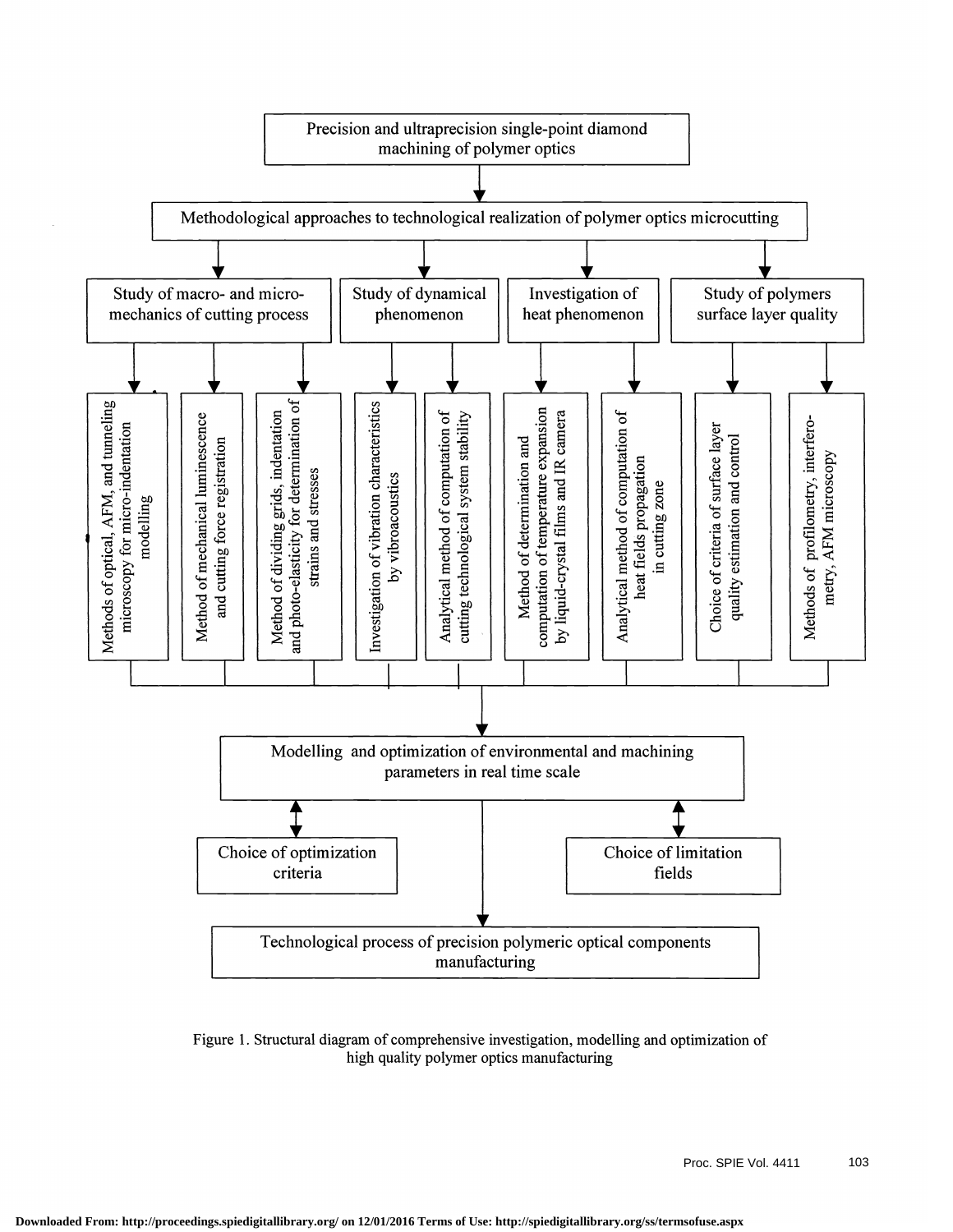Precision and ultraprecision single-point diamond machining of polymer optics

Methodological approaches to technological realization of polymer optics microcutting

- Study of macro- and micro-mechanics of cutting process
  - Methods of optical, AFM, and tunneling microscopy for micro-indentation modelling
  - Method of mechanical luminescence and cutting force registration
  - Method of dividing grids, indentation and photo-elasticity for determination of strains and stresses
- Study of dynamical phenomenon
  - Investigation of vibration characteristics by vibroacoustics
  - Analytical method of computation of cutting technological system stability
- Investigation of heat phenomenon
  - Method of determination and computation of temperature expansion by liquid-crystal films and IR camera
  - Analytical method of computation of heat fields propagation in cutting zone
- Study of polymers surface layer quality
  - Choice of criteria of surface layer quality estimation and control
  - Methods of profilometry, interferometry, AFM microscopy

Modelling and optimization of environmental and machining parameters in real time scale

- Choice of optimization criteria
- Choice of limitation fields

Technological process of precision polymeric optical components manufacturing

Figure 1. Structural diagram of comprehensive investigation, modelling and optimization of high quality polymer optics manufacturing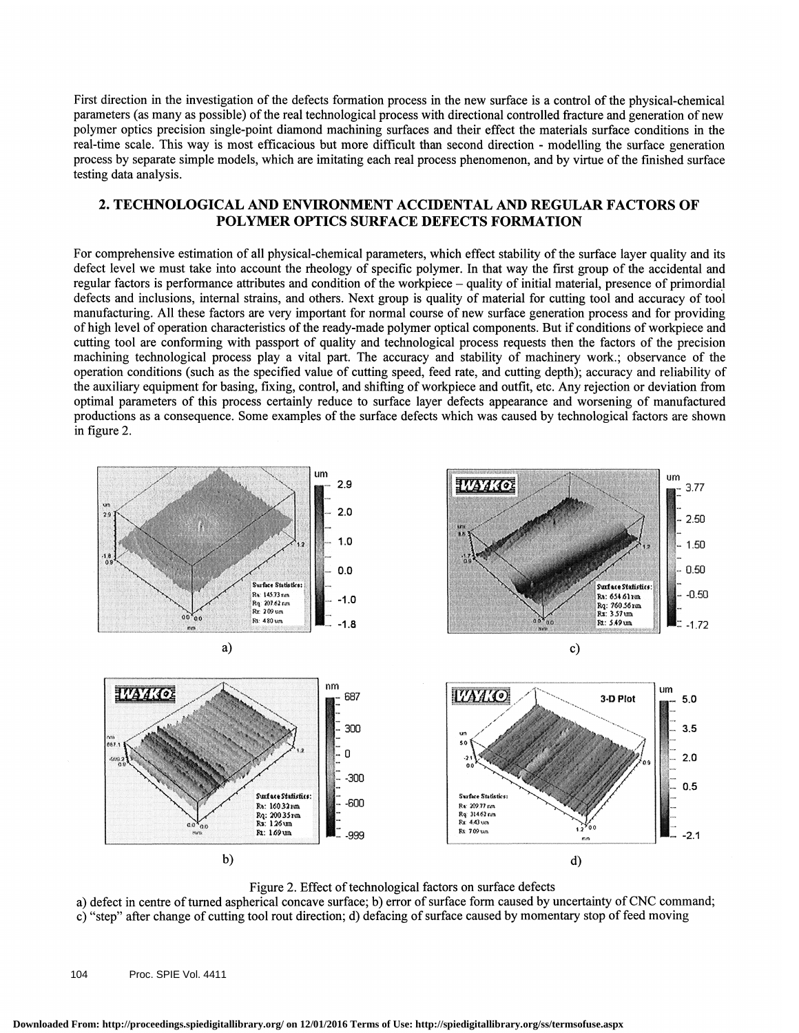First direction in the investigation of the defects formation process in the new surface is a control of the physical-chemical parameters (as many as possible) of the real technological process with directional controlled fracture and generation of new polymer optics precision single-point diamond machining surfaces and their effect the materials surface conditions in the real-time scale. This way is most efficacious but more difficult than second direction - modelling the surface generation process by separate simple models, which are imitating each real process phenomenon, and by virtue of the finished surface testing data analysis.

## 2. TECHNOLOGICAL AND ENVIRONMENT ACCIDENTAL AND REGULAR FACTORS OF POLYMER OPTICS SURFACE DEFECTS FORMATION

For comprehensive estimation of all physical-chemical parameters, which effect stability of the surface layer quality and its defect level we must take into account the rheology of specific polymer. In that way the first group of the accidental and regular factors is performance attributes and condition of the workpiece – quality of initial material, presence of primordial defects and inclusions, internal strains, and others. Next group is quality of material for cutting tool and accuracy of tool manufacturing. All these factors are very important for normal course of new surface generation process and for providing of high level of operation characteristics of the ready-made polymer optical components. But if conditions of workpiece and cutting tool are conforming with passport of quality and technological process requests then the factors of the precision machining technological process play a vital part. The accuracy and stability of machinery work.; observance of the operation conditions (such as the specified value of cutting speed, feed rate, and cutting depth); accuracy and reliability of the auxiliary equipment for basing, fixing, control, and shifting of workpiece and outfit, etc. Any rejection or deviation from optimal parameters of this process certainly reduce to surface layer defects appearance and worsening of manufactured productions as a consequence. Some examples of the surface defects which was caused by technological factors are shown in figure 2.

a)

Surface Statistics:
Ra: 145.73 nm
Rq: 207.62 nm
Rz: 2.09 um
Rt: 4.80 um

um
2.9
2.0
1.0
0.0
-1.0
-1.8

c)

WYKO

Surface Statistics:
Ra: 654.61 nm
Rq: 760.56 nm
Rz: 3.57 um
Rt: 5.49 um

um
3.77
2.50
1.50
0.50
-0.50
-1.72

b)

WYKO

Surface Statistics:
Ra: 160.32 nm
Rq: 200.35 nm
Rz: 1.26 um
Rt: 1.69 um

nm
687
300
0
-300
-600
-999

d)

WYKO

3-D Plot

Surface Statistics:
Ra: 209.77 nm
Rq: 314.62 nm
Rz: 4.43 um
Rt: 7.09 um

um
5.0
3.5
2.0
0.5
-2.1

Figure 2. Effect of technological factors on surface defects

a) defect in centre of turned aspherical concave surface; b) error of surface form caused by uncertainty of CNC command; c) "step" after change of cutting tool rout direction; d) defacing of surface caused by momentary stop of feed moving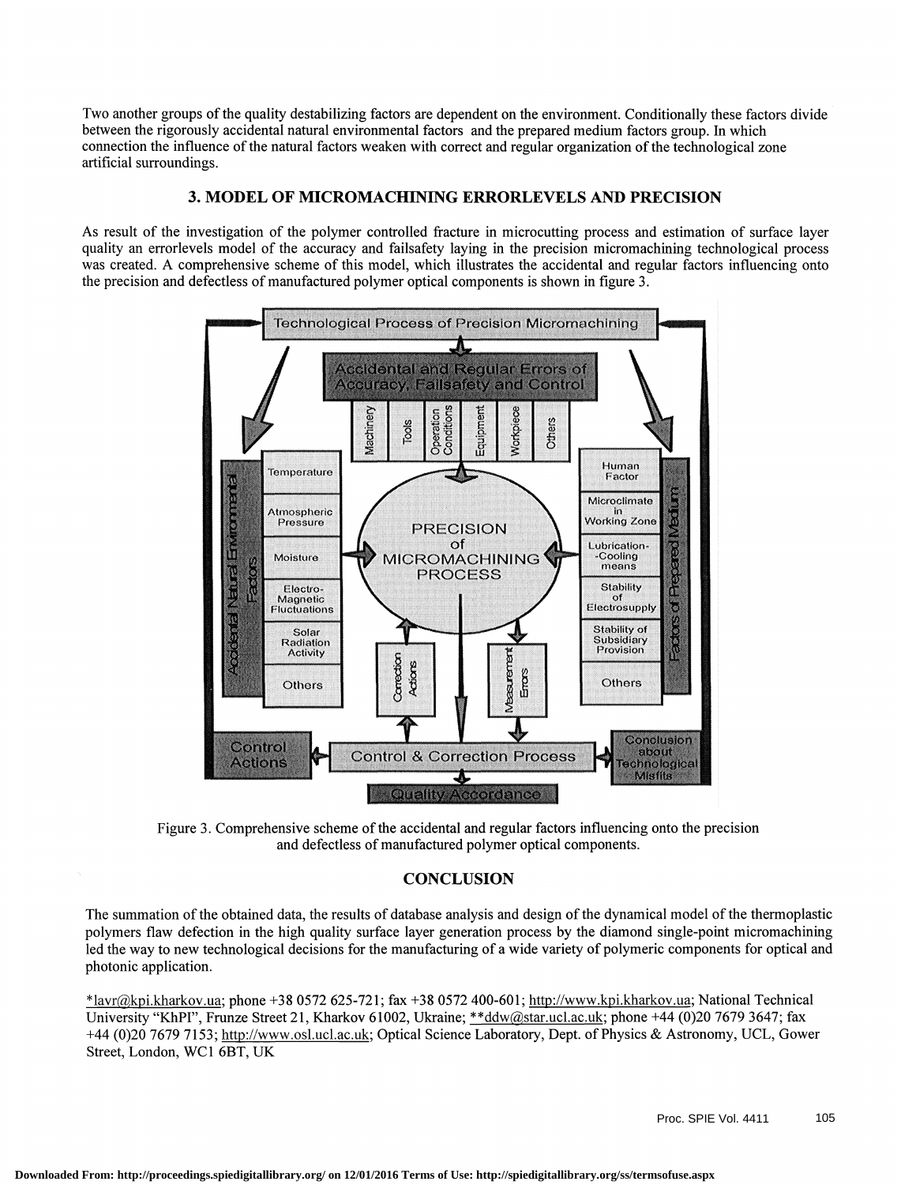Two another groups of the quality destabilizing factors are dependent on the environment. Conditionally these factors divide between the rigorously accidental natural environmental factors and the prepared medium factors group. In which connection the influence of the natural factors weaken with correct and regular organization of the technological zone artificial surroundings.

## 3. MODEL OF MICROMACHINING ERRORLEVELS AND PRECISION

As result of the investigation of the polymer controlled fracture in microcutting process and estimation of surface layer quality an errorlevels model of the accuracy and failsafety laying in the precision micromachining technological process was created. A comprehensive scheme of this model, which illustrates the accidental and regular factors influencing onto the precision and defectless of manufactured polymer optical components is shown in figure 3.

Technological Process of Precision Micromachining

Accidental and Regular Errors of Accuracy, Failsafety and Control

Machinery
Tools
Operation Conditions
Equipment
Workpiece
Others

Accidental Natural Environmental Factors

Temperature
Atmospheric Pressure
Moisture
Electro-Magnetic Fluctuations
Solar Radiation Activity
Others

PRECISION of MICROMACHINING PROCESS

Factors of Prepared Medium

Human Factor
Microclimate in Working Zone
Lubrication-Cooling means
Stability of Electrosupply
Stability of Subsidiary Provision
Others

Correction Actions
Measurement Errors

Control Actions
Control & Correction Process
Conclusion about Technological Misfits
Quality Accordance

Figure 3. Comprehensive scheme of the accidental and regular factors influencing onto the precision and defectless of manufactured polymer optical components.

## CONCLUSION

The summation of the obtained data, the results of database analysis and design of the dynamical model of the thermoplastic polymers flaw defection in the high quality surface layer generation process by the diamond single-point micromachining led the way to new technological decisions for the manufacturing of a wide variety of polymeric components for optical and photonic application.

*lavr@kpi.kharkov.ua; phone +38 0572 625-721; fax +38 0572 400-601; http://www.kpi.kharkov.ua; National Technical University "KhPI", Frunze Street 21, Kharkov 61002, Ukraine; **ddw@star.ucl.ac.uk; phone +44 (0)20 7679 3647; fax +44 (0)20 7679 7153; http://www.osl.ucl.ac.uk; Optical Science Laboratory, Dept. of Physics & Astronomy, UCL, Gower Street, London, WC1 6BT, UK